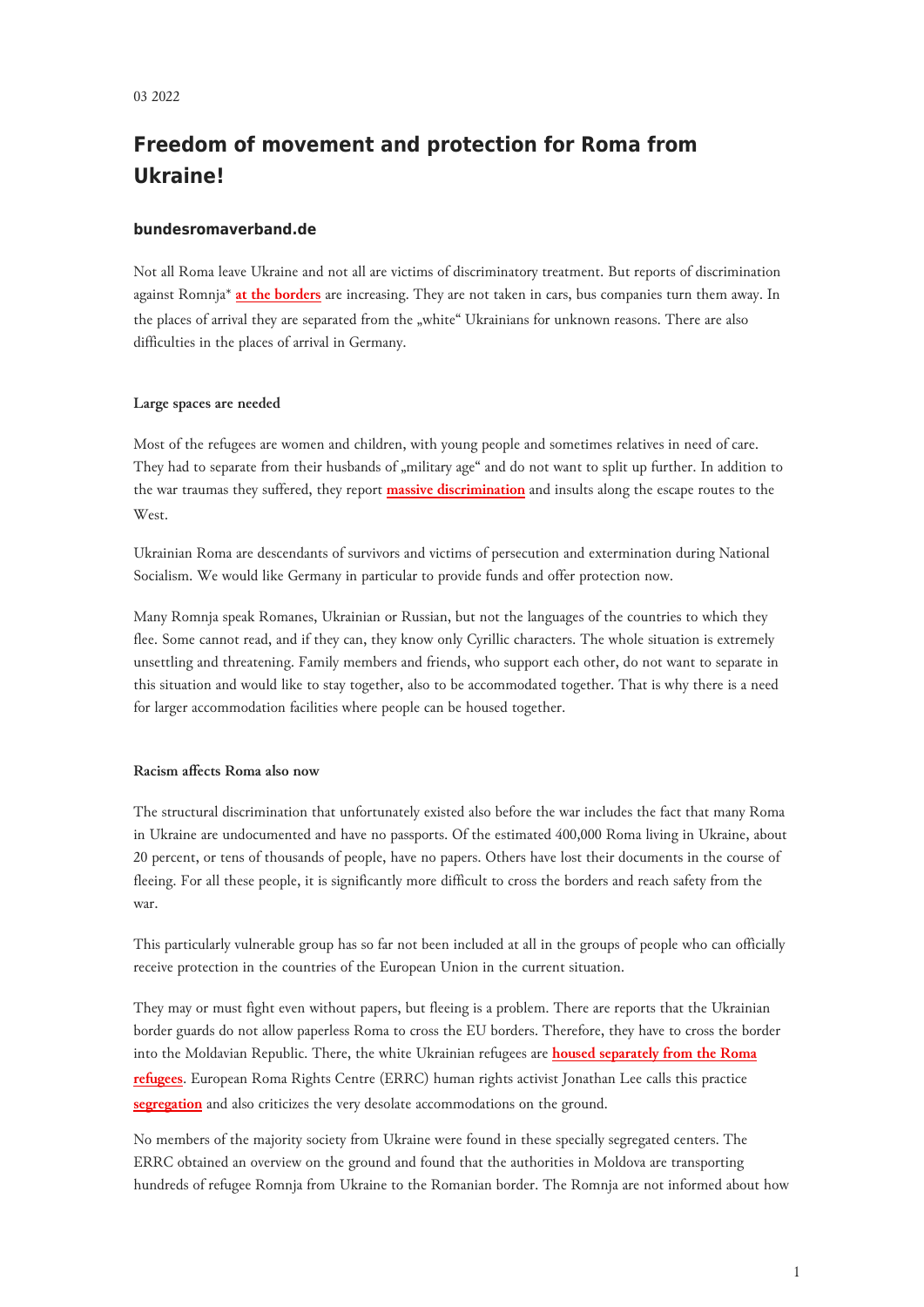03 2022

# Freedom of movement and protection for Roma from Ukraine!

### bundesromaverband.de

Not all Roma leave Ukraine and not all are victims of discriminatory treatment. But reports of discrimination against Romnja* **at the borders** are increasing. They are not taken in cars, bus companies turn them away. In the places of arrival they are separated from the „white" Ukrainians for unknown reasons. There are also difficulties in the places of arrival in Germany.

#### Large spaces are needed

Most of the refugees are women and children, with young people and sometimes relatives in need of care. They had to separate from their husbands of „military age" and do not want to split up further. In addition to the war traumas they suffered, they report **massive discrimination** and insults along the escape routes to the West.

Ukrainian Roma are descendants of survivors and victims of persecution and extermination during National Socialism. We would like Germany in particular to provide funds and offer protection now.

Many Romnja speak Romanes, Ukrainian or Russian, but not the languages of the countries to which they flee. Some cannot read, and if they can, they know only Cyrillic characters. The whole situation is extremely unsettling and threatening. Family members and friends, who support each other, do not want to separate in this situation and would like to stay together, also to be accommodated together. That is why there is a need for larger accommodation facilities where people can be housed together.

#### Racism affects Roma also now

The structural discrimination that unfortunately existed also before the war includes the fact that many Roma in Ukraine are undocumented and have no passports. Of the estimated 400,000 Roma living in Ukraine, about 20 percent, or tens of thousands of people, have no papers. Others have lost their documents in the course of fleeing. For all these people, it is significantly more difficult to cross the borders and reach safety from the war.

This particularly vulnerable group has so far not been included at all in the groups of people who can officially receive protection in the countries of the European Union in the current situation.

They may or must fight even without papers, but fleeing is a problem. There are reports that the Ukrainian border guards do not allow paperless Roma to cross the EU borders. Therefore, they have to cross the border into the Moldavian Republic. There, the white Ukrainian refugees are **housed separately from the Roma refugees**. European Roma Rights Centre (ERRC) human rights activist Jonathan Lee calls this practice **segregation** and also criticizes the very desolate accommodations on the ground.

No members of the majority society from Ukraine were found in these specially segregated centers. The ERRC obtained an overview on the ground and found that the authorities in Moldova are transporting hundreds of refugee Romnja from Ukraine to the Romanian border. The Romnja are not informed about how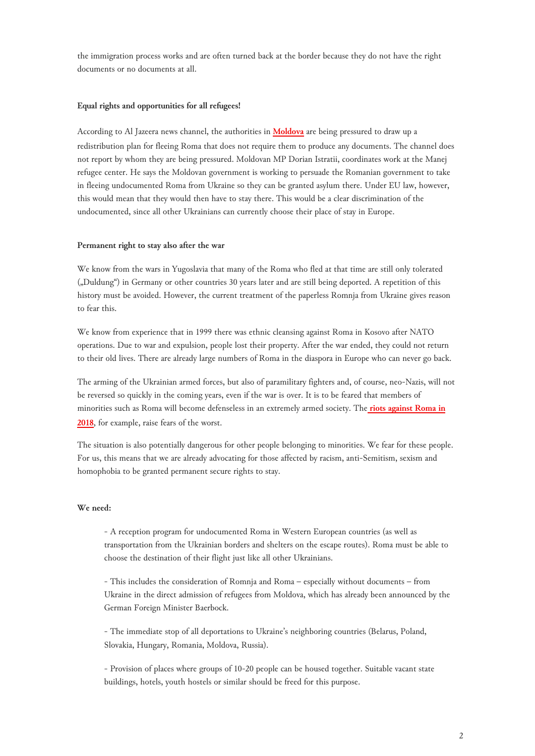the immigration process works and are often turned back at the border because they do not have the right documents or no documents at all.

**Equal rights and opportunities for all refugees!**

According to Al Jazeera news channel, the authorities in **Moldova** are being pressured to draw up a redistribution plan for fleeing Roma that does not require them to produce any documents. The channel does not report by whom they are being pressured. Moldovan MP Dorian Istratii, coordinates work at the Manej refugee center. He says the Moldovan government is working to persuade the Romanian government to take in fleeing undocumented Roma from Ukraine so they can be granted asylum there. Under EU law, however, this would mean that they would then have to stay there. This would be a clear discrimination of the undocumented, since all other Ukrainians can currently choose their place of stay in Europe.

**Permanent right to stay also after the war**

We know from the wars in Yugoslavia that many of the Roma who fled at that time are still only tolerated („Duldung") in Germany or other countries 30 years later and are still being deported. A repetition of this history must be avoided. However, the current treatment of the paperless Romnja from Ukraine gives reason to fear this.

We know from experience that in 1999 there was ethnic cleansing against Roma in Kosovo after NATO operations. Due to war and expulsion, people lost their property. After the war ended, they could not return to their old lives. There are already large numbers of Roma in the diaspora in Europe who can never go back.

The arming of the Ukrainian armed forces, but also of paramilitary fighters and, of course, neo-Nazis, will not be reversed so quickly in the coming years, even if the war is over. It is to be feared that members of minorities such as Roma will become defenseless in an extremely armed society. The **riots against Roma in 2018**, for example, raise fears of the worst.

The situation is also potentially dangerous for other people belonging to minorities. We fear for these people. For us, this means that we are already advocating for those affected by racism, anti-Semitism, sexism and homophobia to be granted permanent secure rights to stay.

**We need:**

- A reception program for undocumented Roma in Western European countries (as well as transportation from the Ukrainian borders and shelters on the escape routes). Roma must be able to choose the destination of their flight just like all other Ukrainians.

- This includes the consideration of Romnja and Roma – especially without documents – from Ukraine in the direct admission of refugees from Moldova, which has already been announced by the German Foreign Minister Baerbock.

- The immediate stop of all deportations to Ukraine's neighboring countries (Belarus, Poland, Slovakia, Hungary, Romania, Moldova, Russia).

- Provision of places where groups of 10-20 people can be housed together. Suitable vacant state buildings, hotels, youth hostels or similar should be freed for this purpose.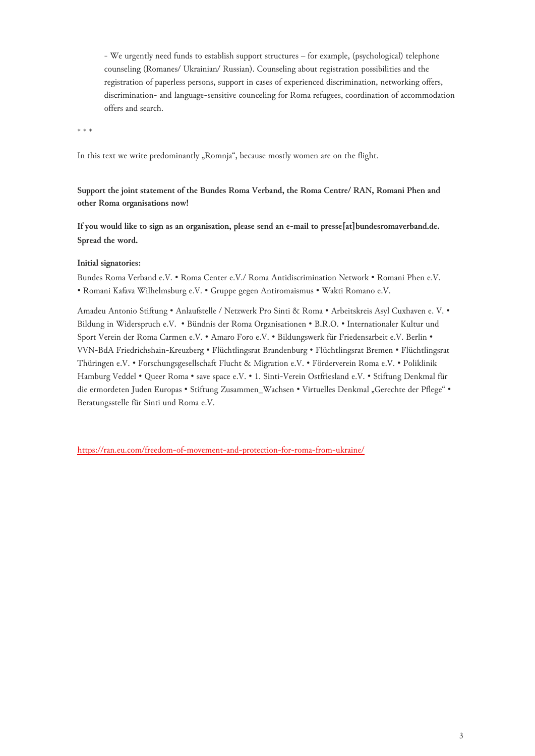- We urgently need funds to establish support structures – for example, (psychological) telephone counseling (Romanes/ Ukrainian/ Russian). Counseling about registration possibilities and the registration of paperless persons, support in cases of experienced discrimination, networking offers, discrimination- and language-sensitive counceling for Roma refugees, coordination of accommodation offers and search.

\* \* \*

In this text we write predominantly „Romnja", because mostly women are on the flight.

**Support the joint statement of the Bundes Roma Verband, the Roma Centre/ RAN, Romani Phen and other Roma organisations now!**

**If you would like to sign as an organisation, please send an e-mail to presse[at]bundesromaverband.de. Spread the word.**

**Initial signatories:**

Bundes Roma Verband e.V. • Roma Center e.V./ Roma Antidiscrimination Network • Romani Phen e.V. • Romani Kafava Wilhelmsburg e.V. • Gruppe gegen Antiromaismus • Wakti Romano e.V.

Amadeu Antonio Stiftung • Anlaufstelle / Netzwerk Pro Sinti & Roma • Arbeitskreis Asyl Cuxhaven e. V. • Bildung in Widerspruch e.V. • Bündnis der Roma Organisationen • B.R.O. • Internationaler Kultur und Sport Verein der Roma Carmen e.V. • Amaro Foro e.V. • Bildungswerk für Friedensarbeit e.V. Berlin • VVN-BdA Friedrichshain-Kreuzberg • Flüchtlingsrat Brandenburg • Flüchtlingsrat Bremen • Flüchtlingsrat Thüringen e.V. • Forschungsgesellschaft Flucht & Migration e.V. • Förderverein Roma e.V. • Poliklinik Hamburg Veddel • Queer Roma • save space e.V. • 1. Sinti-Verein Ostfriesland e.V. • Stiftung Denkmal für die ermordeten Juden Europas • Stiftung Zusammen_Wachsen • Virtuelles Denkmal „Gerechte der Pflege" • Beratungsstelle für Sinti und Roma e.V.

https://ran.eu.com/freedom-of-movement-and-protection-for-roma-from-ukraine/